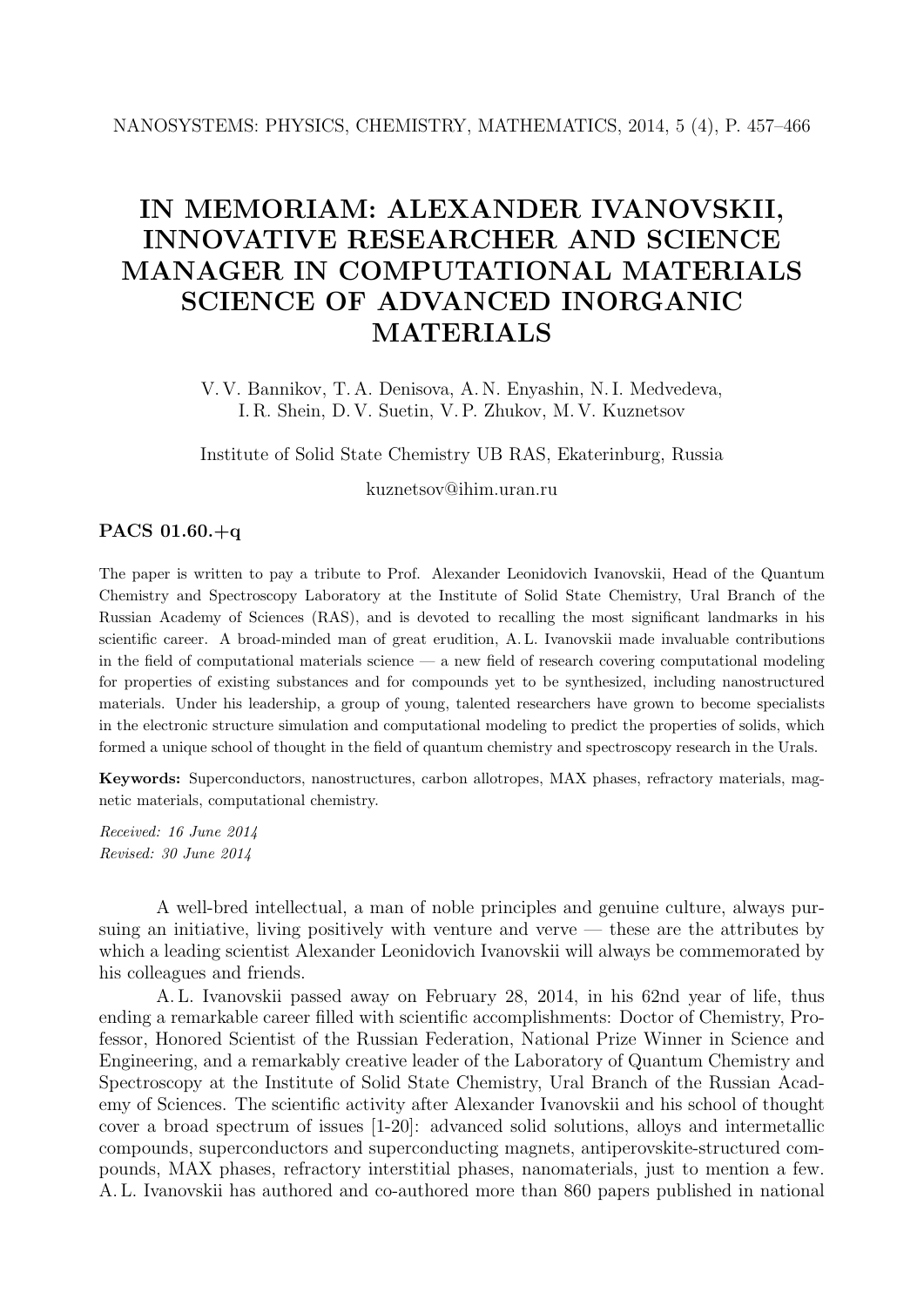# IN MEMORIAM: ALEXANDER IVANOVSKII, INNOVATIVE RESEARCHER AND SCIENCE MANAGER IN COMPUTATIONAL MATERIALS SCIENCE OF ADVANCED INORGANIC MATERIALS

V. V. Bannikov, T. A. Denisova, A. N. Enyashin, N. I. Medvedeva, I. R. Shein, D. V. Suetin, V. P. Zhukov, M. V. Kuznetsov

Institute of Solid State Chemistry UB RAS, Ekaterinburg, Russia

kuznetsov@ihim.uran.ru

**PACS 01.60.+q**

The paper is written to pay a tribute to Prof. Alexander Leonidovich Ivanovskii, Head of the Quantum Chemistry and Spectroscopy Laboratory at the Institute of Solid State Chemistry, Ural Branch of the Russian Academy of Sciences (RAS), and is devoted to recalling the most significant landmarks in his scientific career. A broad-minded man of great erudition, A. L. Ivanovskii made invaluable contributions in the field of computational materials science — a new field of research covering computational modeling for properties of existing substances and for compounds yet to be synthesized, including nanostructured materials. Under his leadership, a group of young, talented researchers have grown to become specialists in the electronic structure simulation and computational modeling to predict the properties of solids, which formed a unique school of thought in the field of quantum chemistry and spectroscopy research in the Urals.

**Keywords:** Superconductors, nanostructures, carbon allotropes, MAX phases, refractory materials, magnetic materials, computational chemistry.

*Received: 16 June 2014*
*Revised: 30 June 2014*

A well-bred intellectual, a man of noble principles and genuine culture, always pursuing an initiative, living positively with venture and verve — these are the attributes by which a leading scientist Alexander Leonidovich Ivanovskii will always be commemorated by his colleagues and friends.

A. L. Ivanovskii passed away on February 28, 2014, in his 62nd year of life, thus ending a remarkable career filled with scientific accomplishments: Doctor of Chemistry, Professor, Honored Scientist of the Russian Federation, National Prize Winner in Science and Engineering, and a remarkably creative leader of the Laboratory of Quantum Chemistry and Spectroscopy at the Institute of Solid State Chemistry, Ural Branch of the Russian Academy of Sciences. The scientific activity after Alexander Ivanovskii and his school of thought cover a broad spectrum of issues [1-20]: advanced solid solutions, alloys and intermetallic compounds, superconductors and superconducting magnets, antiperovskite-structured compounds, MAX phases, refractory interstitial phases, nanomaterials, just to mention a few. A. L. Ivanovskii has authored and co-authored more than 860 papers published in national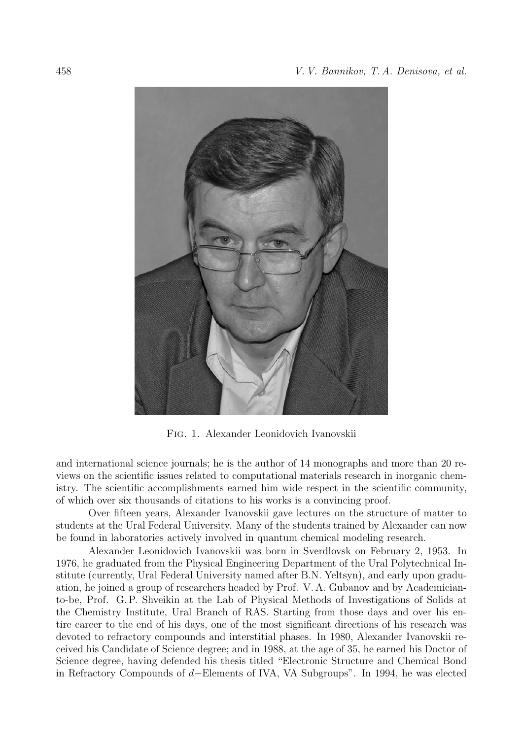Fig. 1. Alexander Leonidovich Ivanovskii

and international science journals; he is the author of 14 monographs and more than 20 reviews on the scientific issues related to computational materials research in inorganic chemistry. The scientific accomplishments earned him wide respect in the scientific community, of which over six thousands of citations to his works is a convincing proof.

Over fifteen years, Alexander Ivanovskii gave lectures on the structure of matter to students at the Ural Federal University. Many of the students trained by Alexander can now be found in laboratories actively involved in quantum chemical modeling research.

Alexander Leonidovich Ivanovskii was born in Sverdlovsk on February 2, 1953. In 1976, he graduated from the Physical Engineering Department of the Ural Polytechnical Institute (currently, Ural Federal University named after B.N. Yeltsyn), and early upon graduation, he joined a group of researchers headed by Prof. V. A. Gubanov and by Academician-to-be, Prof. G. P. Shveikin at the Lab of Physical Methods of Investigations of Solids at the Chemistry Institute, Ural Branch of RAS. Starting from those days and over his entire career to the end of his days, one of the most significant directions of his research was devoted to refractory compounds and interstitial phases. In 1980, Alexander Ivanovskii received his Candidate of Science degree; and in 1988, at the age of 35, he earned his Doctor of Science degree, having defended his thesis titled "Electronic Structure and Chemical Bond in Refractory Compounds of $d-$Elements of IVA, VA Subgroups". In 1994, he was elected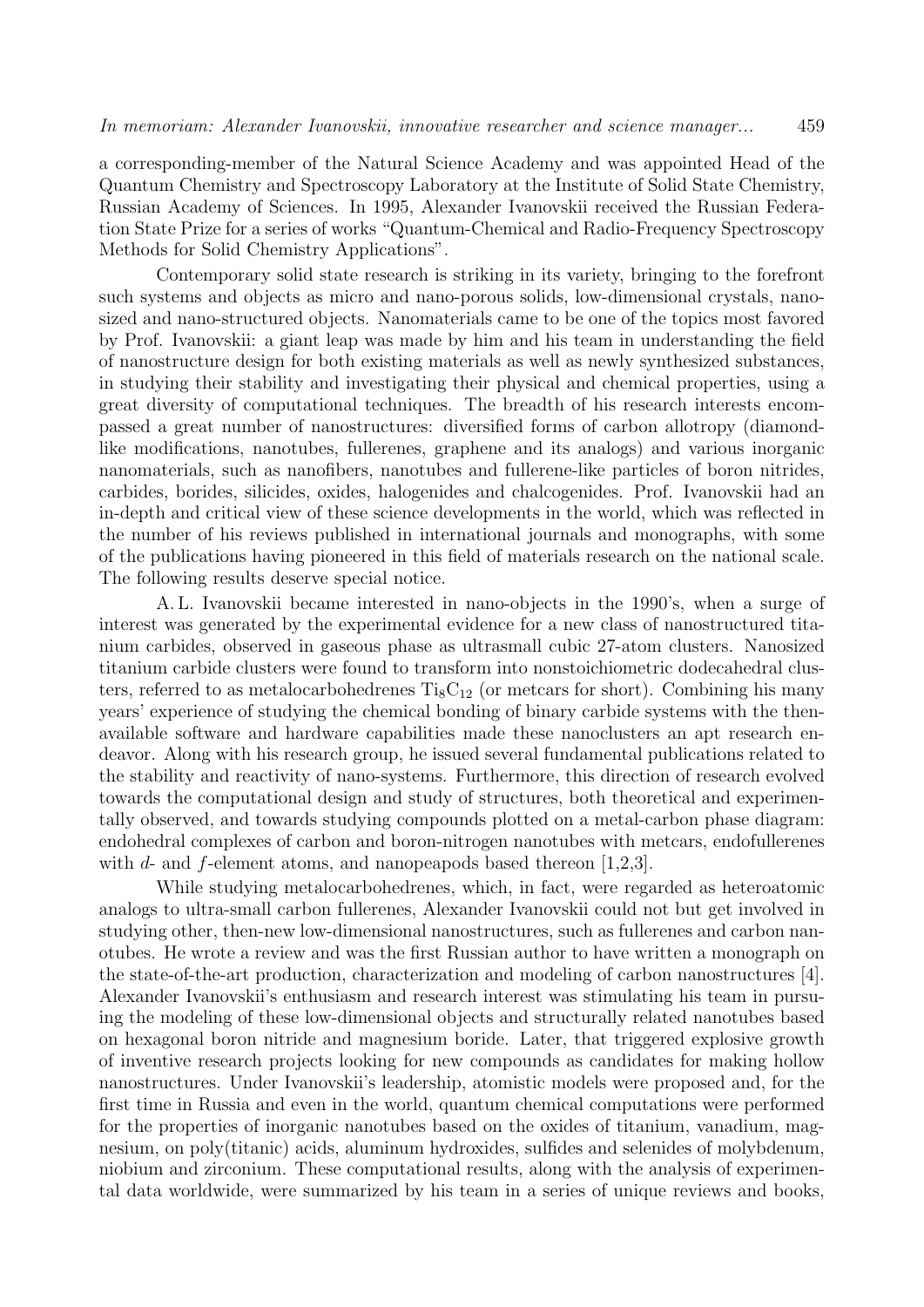a corresponding-member of the Natural Science Academy and was appointed Head of the Quantum Chemistry and Spectroscopy Laboratory at the Institute of Solid State Chemistry, Russian Academy of Sciences. In 1995, Alexander Ivanovskii received the Russian Federation State Prize for a series of works "Quantum-Chemical and Radio-Frequency Spectroscopy Methods for Solid Chemistry Applications".

Contemporary solid state research is striking in its variety, bringing to the forefront such systems and objects as micro and nano-porous solids, low-dimensional crystals, nanosized and nano-structured objects. Nanomaterials came to be one of the topics most favored by Prof. Ivanovskii: a giant leap was made by him and his team in understanding the field of nanostructure design for both existing materials as well as newly synthesized substances, in studying their stability and investigating their physical and chemical properties, using a great diversity of computational techniques. The breadth of his research interests encompassed a great number of nanostructures: diversified forms of carbon allotropy (diamond-like modifications, nanotubes, fullerenes, graphene and its analogs) and various inorganic nanomaterials, such as nanofibers, nanotubes and fullerene-like particles of boron nitrides, carbides, borides, silicides, oxides, halogenides and chalcogenides. Prof. Ivanovskii had an in-depth and critical view of these science developments in the world, which was reflected in the number of his reviews published in international journals and monographs, with some of the publications having pioneered in this field of materials research on the national scale. The following results deserve special notice.

A. L. Ivanovskii became interested in nano-objects in the 1990's, when a surge of interest was generated by the experimental evidence for a new class of nanostructured titanium carbides, observed in gaseous phase as ultrasmall cubic 27-atom clusters. Nanosized titanium carbide clusters were found to transform into nonstoichiometric dodecahedral clusters, referred to as metalocarbohedrenes $Ti_8C_{12}$ (or metcars for short). Combining his many years' experience of studying the chemical bonding of binary carbide systems with the then-available software and hardware capabilities made these nanoclusters an apt research endeavor. Along with his research group, he issued several fundamental publications related to the stability and reactivity of nano-systems. Furthermore, this direction of research evolved towards the computational design and study of structures, both theoretical and experimentally observed, and towards studying compounds plotted on a metal-carbon phase diagram: endohedral complexes of carbon and boron-nitrogen nanotubes with metcars, endofullerenes with $d$- and $f$-element atoms, and nanopeapods based thereon [1,2,3].

While studying metalocarbohedrenes, which, in fact, were regarded as heteroatomic analogs to ultra-small carbon fullerenes, Alexander Ivanovskii could not but get involved in studying other, then-new low-dimensional nanostructures, such as fullerenes and carbon nanotubes. He wrote a review and was the first Russian author to have written a monograph on the state-of-the-art production, characterization and modeling of carbon nanostructures [4]. Alexander Ivanovskii's enthusiasm and research interest was stimulating his team in pursuing the modeling of these low-dimensional objects and structurally related nanotubes based on hexagonal boron nitride and magnesium boride. Later, that triggered explosive growth of inventive research projects looking for new compounds as candidates for making hollow nanostructures. Under Ivanovskii's leadership, atomistic models were proposed and, for the first time in Russia and even in the world, quantum chemical computations were performed for the properties of inorganic nanotubes based on the oxides of titanium, vanadium, magnesium, on poly(titanic) acids, aluminum hydroxides, sulfides and selenides of molybdenum, niobium and zirconium. These computational results, along with the analysis of experimental data worldwide, were summarized by his team in a series of unique reviews and books,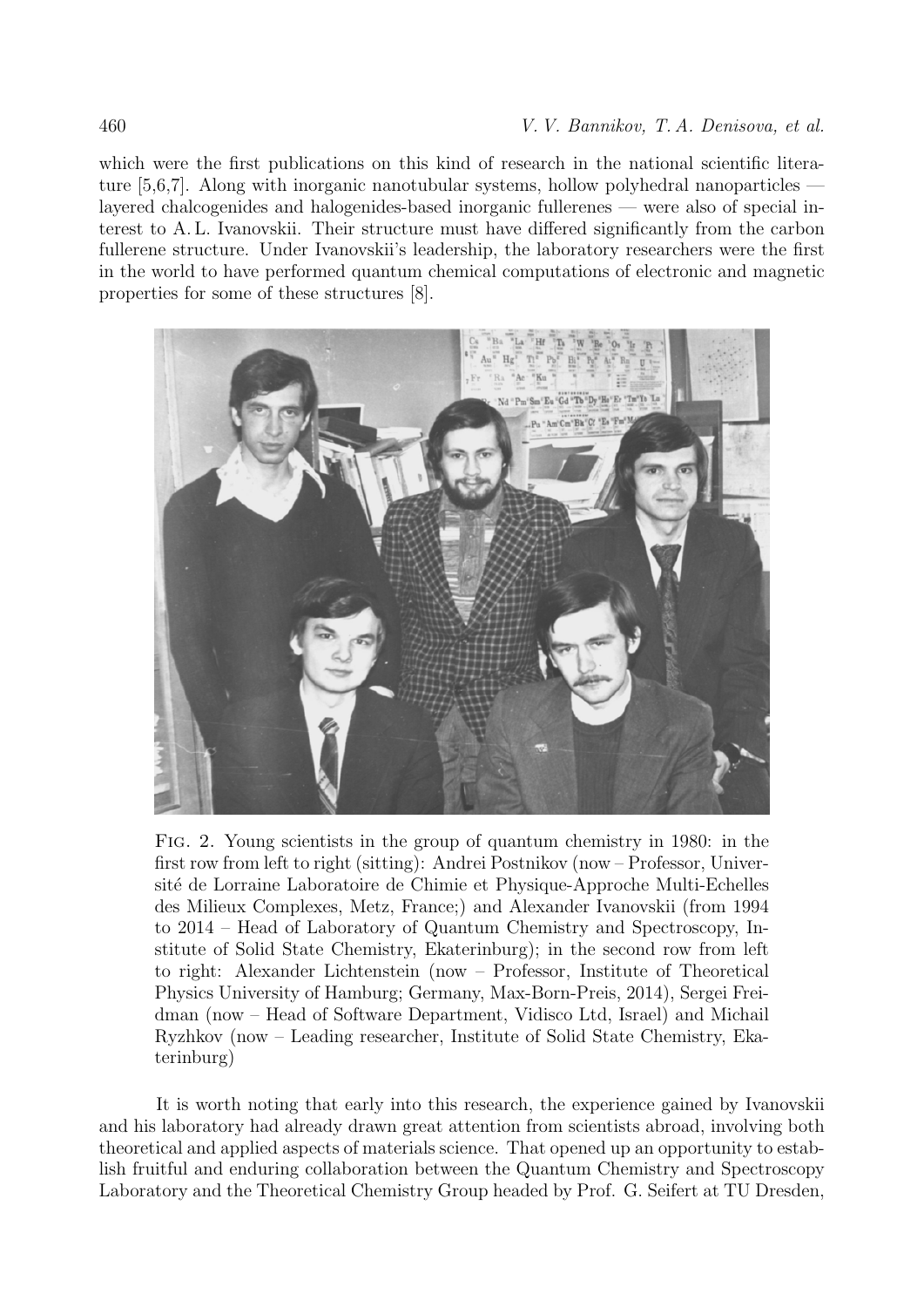which were the first publications on this kind of research in the national scientific literature [5,6,7]. Along with inorganic nanotubular systems, hollow polyhedral nanoparticles — layered chalcogenides and halogenides-based inorganic fullerenes — were also of special interest to A. L. Ivanovskii. Their structure must have differed significantly from the carbon fullerene structure. Under Ivanovskii's leadership, the laboratory researchers were the first in the world to have performed quantum chemical computations of electronic and magnetic properties for some of these structures [8].

Fig. 2. Young scientists in the group of quantum chemistry in 1980: in the first row from left to right (sitting): Andrei Postnikov (now – Professor, Université de Lorraine Laboratoire de Chimie et Physique-Approche Multi-Echelles des Milieux Complexes, Metz, France;) and Alexander Ivanovskii (from 1994 to 2014 – Head of Laboratory of Quantum Chemistry and Spectroscopy, Institute of Solid State Chemistry, Ekaterinburg); in the second row from left to right: Alexander Lichtenstein (now – Professor, Institute of Theoretical Physics University of Hamburg; Germany, Max-Born-Preis, 2014), Sergei Freidman (now – Head of Software Department, Vidisco Ltd, Israel) and Michail Ryzhkov (now – Leading researcher, Institute of Solid State Chemistry, Ekaterinburg)

It is worth noting that early into this research, the experience gained by Ivanovskii and his laboratory had already drawn great attention from scientists abroad, involving both theoretical and applied aspects of materials science. That opened up an opportunity to establish fruitful and enduring collaboration between the Quantum Chemistry and Spectroscopy Laboratory and the Theoretical Chemistry Group headed by Prof. G. Seifert at TU Dresden,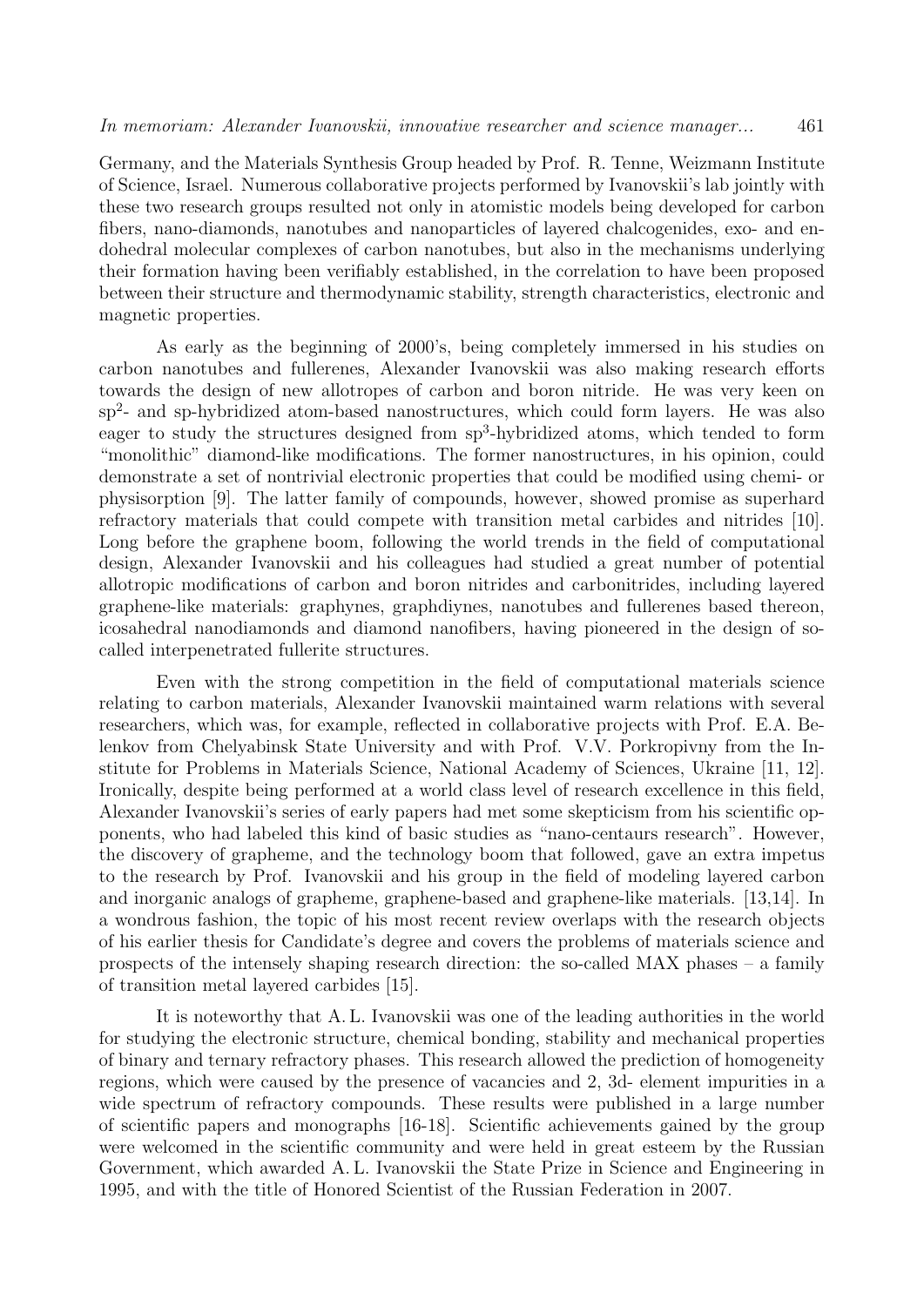Germany, and the Materials Synthesis Group headed by Prof. R. Tenne, Weizmann Institute of Science, Israel. Numerous collaborative projects performed by Ivanovskii's lab jointly with these two research groups resulted not only in atomistic models being developed for carbon fibers, nano-diamonds, nanotubes and nanoparticles of layered chalcogenides, exo- and endohedral molecular complexes of carbon nanotubes, but also in the mechanisms underlying their formation having been verifiably established, in the correlation to have been proposed between their structure and thermodynamic stability, strength characteristics, electronic and magnetic properties.

As early as the beginning of 2000's, being completely immersed in his studies on carbon nanotubes and fullerenes, Alexander Ivanovskii was also making research efforts towards the design of new allotropes of carbon and boron nitride. He was very keen on $sp^2$- and sp-hybridized atom-based nanostructures, which could form layers. He was also eager to study the structures designed from $sp^3$-hybridized atoms, which tended to form "monolithic" diamond-like modifications. The former nanostructures, in his opinion, could demonstrate a set of nontrivial electronic properties that could be modified using chemi- or physisorption [9]. The latter family of compounds, however, showed promise as superhard refractory materials that could compete with transition metal carbides and nitrides [10]. Long before the graphene boom, following the world trends in the field of computational design, Alexander Ivanovskii and his colleagues had studied a great number of potential allotropic modifications of carbon and boron nitrides and carbonitrides, including layered graphene-like materials: graphynes, graphdiynes, nanotubes and fullerenes based thereon, icosahedral nanodiamonds and diamond nanofibers, having pioneered in the design of so-called interpenetrated fullerite structures.

Even with the strong competition in the field of computational materials science relating to carbon materials, Alexander Ivanovskii maintained warm relations with several researchers, which was, for example, reflected in collaborative projects with Prof. E.A. Belenkov from Chelyabinsk State University and with Prof. V.V. Porkropivny from the Institute for Problems in Materials Science, National Academy of Sciences, Ukraine [11, 12]. Ironically, despite being performed at a world class level of research excellence in this field, Alexander Ivanovskii's series of early papers had met some skepticism from his scientific opponents, who had labeled this kind of basic studies as "nano-centaurs research". However, the discovery of grapheme, and the technology boom that followed, gave an extra impetus to the research by Prof. Ivanovskii and his group in the field of modeling layered carbon and inorganic analogs of grapheme, graphene-based and graphene-like materials. [13,14]. In a wondrous fashion, the topic of his most recent review overlaps with the research objects of his earlier thesis for Candidate's degree and covers the problems of materials science and prospects of the intensely shaping research direction: the so-called MAX phases – a family of transition metal layered carbides [15].

It is noteworthy that A. L. Ivanovskii was one of the leading authorities in the world for studying the electronic structure, chemical bonding, stability and mechanical properties of binary and ternary refractory phases. This research allowed the prediction of homogeneity regions, which were caused by the presence of vacancies and 2, 3d- element impurities in a wide spectrum of refractory compounds. These results were published in a large number of scientific papers and monographs [16-18]. Scientific achievements gained by the group were welcomed in the scientific community and were held in great esteem by the Russian Government, which awarded A. L. Ivanovskii the State Prize in Science and Engineering in 1995, and with the title of Honored Scientist of the Russian Federation in 2007.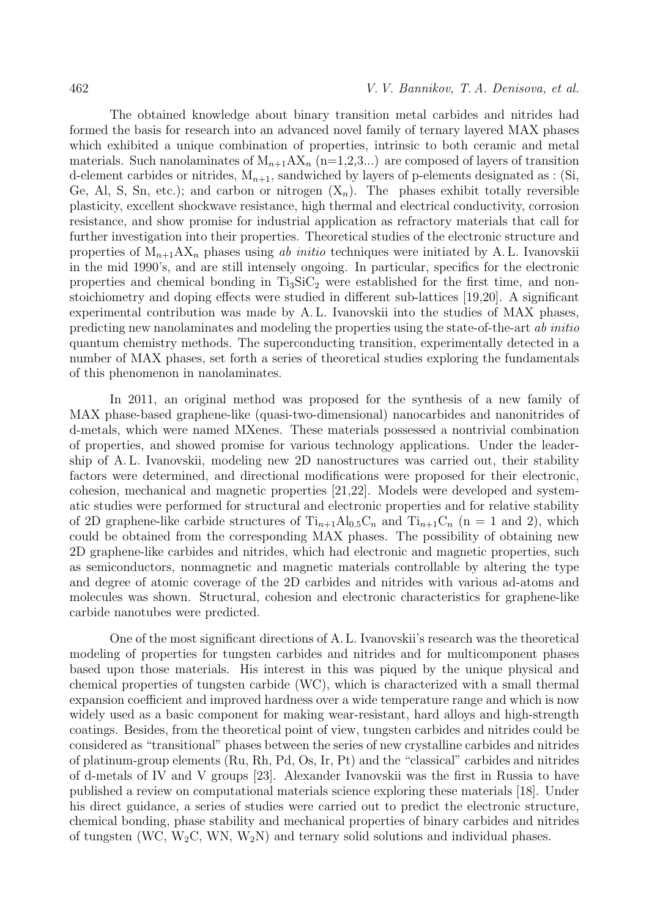The obtained knowledge about binary transition metal carbides and nitrides had formed the basis for research into an advanced novel family of ternary layered MAX phases which exhibited a unique combination of properties, intrinsic to both ceramic and metal materials. Such nanolaminates of $M_{n+1}AX_n$ (n=1,2,3...) are composed of layers of transition d-element carbides or nitrides, $M_{n+1}$, sandwiched by layers of p-elements designated as : (Si, Ge, Al, S, Sn, etc.); and carbon or nitrogen ($X_n$). The phases exhibit totally reversible plasticity, excellent shockwave resistance, high thermal and electrical conductivity, corrosion resistance, and show promise for industrial application as refractory materials that call for further investigation into their properties. Theoretical studies of the electronic structure and properties of $M_{n+1}AX_n$ phases using *ab initio* techniques were initiated by A. L. Ivanovskii in the mid 1990's, and are still intensely ongoing. In particular, specifics for the electronic properties and chemical bonding in $Ti_3SiC_2$ were established for the first time, and non-stoichiometry and doping effects were studied in different sub-lattices [19,20]. A significant experimental contribution was made by A. L. Ivanovskii into the studies of MAX phases, predicting new nanolaminates and modeling the properties using the state-of-the-art *ab initio* quantum chemistry methods. The superconducting transition, experimentally detected in a number of MAX phases, set forth a series of theoretical studies exploring the fundamentals of this phenomenon in nanolaminates.

In 2011, an original method was proposed for the synthesis of a new family of MAX phase-based graphene-like (quasi-two-dimensional) nanocarbides and nanonitrides of d-metals, which were named MXenes. These materials possessed a nontrivial combination of properties, and showed promise for various technology applications. Under the leadership of A. L. Ivanovskii, modeling new 2D nanostructures was carried out, their stability factors were determined, and directional modifications were proposed for their electronic, cohesion, mechanical and magnetic properties [21,22]. Models were developed and systematic studies were performed for structural and electronic properties and for relative stability of 2D graphene-like carbide structures of $Ti_{n+1}Al_{0.5}C_n$ and $Ti_{n+1}C_n$ (n = 1 and 2), which could be obtained from the corresponding MAX phases. The possibility of obtaining new 2D graphene-like carbides and nitrides, which had electronic and magnetic properties, such as semiconductors, nonmagnetic and magnetic materials controllable by altering the type and degree of atomic coverage of the 2D carbides and nitrides with various ad-atoms and molecules was shown. Structural, cohesion and electronic characteristics for graphene-like carbide nanotubes were predicted.

One of the most significant directions of A. L. Ivanovskii's research was the theoretical modeling of properties for tungsten carbides and nitrides and for multicomponent phases based upon those materials. His interest in this was piqued by the unique physical and chemical properties of tungsten carbide (WC), which is characterized with a small thermal expansion coefficient and improved hardness over a wide temperature range and which is now widely used as a basic component for making wear-resistant, hard alloys and high-strength coatings. Besides, from the theoretical point of view, tungsten carbides and nitrides could be considered as "transitional" phases between the series of new crystalline carbides and nitrides of platinum-group elements (Ru, Rh, Pd, Os, Ir, Pt) and the "classical" carbides and nitrides of d-metals of IV and V groups [23]. Alexander Ivanovskii was the first in Russia to have published a review on computational materials science exploring these materials [18]. Under his direct guidance, a series of studies were carried out to predict the electronic structure, chemical bonding, phase stability and mechanical properties of binary carbides and nitrides of tungsten (WC, $W_2C$, WN, $W_2N$) and ternary solid solutions and individual phases.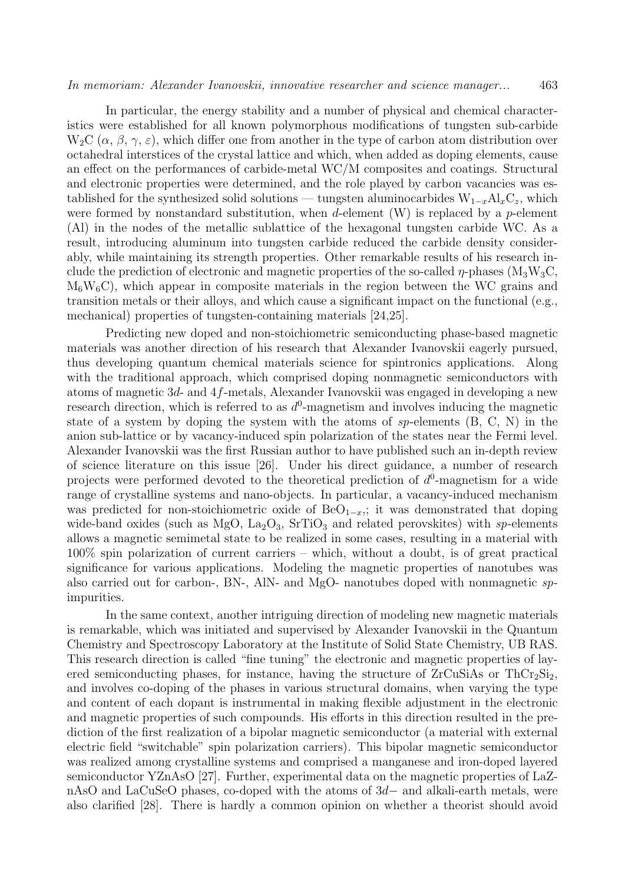In particular, the energy stability and a number of physical and chemical characteristics were established for all known polymorphous modifications of tungsten sub-carbide $W_2C$ ($\alpha$, $\beta$, $\gamma$, $\varepsilon$), which differ one from another in the type of carbon atom distribution over octahedral interstices of the crystal lattice and which, when added as doping elements, cause an effect on the performances of carbide-metal WC/M composites and coatings. Structural and electronic properties were determined, and the role played by carbon vacancies was established for the synthesized solid solutions — tungsten aluminocarbides $W_{1-x}Al_xC_z$, which were formed by nonstandard substitution, when $d$-element (W) is replaced by a $p$-element (Al) in the nodes of the metallic sublattice of the hexagonal tungsten carbide WC. As a result, introducing aluminum into tungsten carbide reduced the carbide density considerably, while maintaining its strength properties. Other remarkable results of his research include the prediction of electronic and magnetic properties of the so-called $\eta$-phases ($M_3W_3C$, $M_6W_6C$), which appear in composite materials in the region between the WC grains and transition metals or their alloys, and which cause a significant impact on the functional (e.g., mechanical) properties of tungsten-containing materials [24,25].

Predicting new doped and non-stoichiometric semiconducting phase-based magnetic materials was another direction of his research that Alexander Ivanovskii eagerly pursued, thus developing quantum chemical materials science for spintronics applications. Along with the traditional approach, which comprised doping nonmagnetic semiconductors with atoms of magnetic 3$d$- and 4$f$-metals, Alexander Ivanovskii was engaged in developing a new research direction, which is referred to as $d^0$-magnetism and involves inducing the magnetic state of a system by doping the system with the atoms of $sp$-elements (B, C, N) in the anion sub-lattice or by vacancy-induced spin polarization of the states near the Fermi level. Alexander Ivanovskii was the first Russian author to have published such an in-depth review of science literature on this issue [26]. Under his direct guidance, a number of research projects were performed devoted to the theoretical prediction of $d^0$-magnetism for a wide range of crystalline systems and nano-objects. In particular, a vacancy-induced mechanism was predicted for non-stoichiometric oxide of $BeO_{1-x}$,; it was demonstrated that doping wide-band oxides (such as MgO, $La_2O_3$, $SrTiO_3$ and related perovskites) with $sp$-elements allows a magnetic semimetal state to be realized in some cases, resulting in a material with 100% spin polarization of current carriers – which, without a doubt, is of great practical significance for various applications. Modeling the magnetic properties of nanotubes was also carried out for carbon-, BN-, AlN- and MgO- nanotubes doped with nonmagnetic $sp$-impurities.

In the same context, another intriguing direction of modeling new magnetic materials is remarkable, which was initiated and supervised by Alexander Ivanovskii in the Quantum Chemistry and Spectroscopy Laboratory at the Institute of Solid State Chemistry, UB RAS. This research direction is called "fine tuning" the electronic and magnetic properties of layered semiconducting phases, for instance, having the structure of ZrCuSiAs or $ThCr_2Si_2$, and involves co-doping of the phases in various structural domains, when varying the type and content of each dopant is instrumental in making flexible adjustment in the electronic and magnetic properties of such compounds. His efforts in this direction resulted in the prediction of the first realization of a bipolar magnetic semiconductor (a material with external electric field "switchable" spin polarization carriers). This bipolar magnetic semiconductor was realized among crystalline systems and comprised a manganese and iron-doped layered semiconductor YZnAsO [27]. Further, experimental data on the magnetic properties of LaZnAsO and LaCuSeO phases, co-doped with the atoms of 3$d-$ and alkali-earth metals, were also clarified [28]. There is hardly a common opinion on whether a theorist should avoid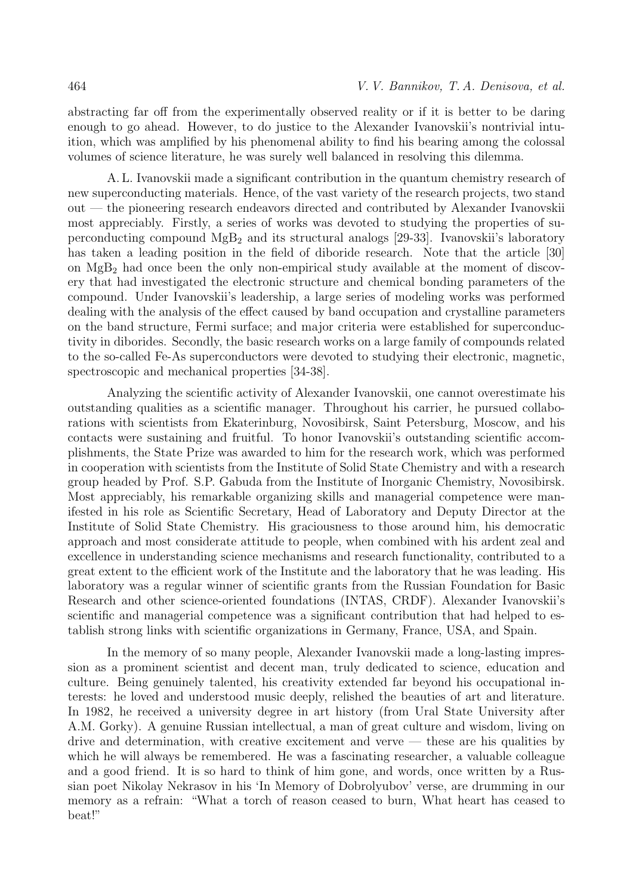abstracting far off from the experimentally observed reality or if it is better to be daring enough to go ahead. However, to do justice to the Alexander Ivanovskii's nontrivial intuition, which was amplified by his phenomenal ability to find his bearing among the colossal volumes of science literature, he was surely well balanced in resolving this dilemma.

A. L. Ivanovskii made a significant contribution in the quantum chemistry research of new superconducting materials. Hence, of the vast variety of the research projects, two stand out — the pioneering research endeavors directed and contributed by Alexander Ivanovskii most appreciably. Firstly, a series of works was devoted to studying the properties of superconducting compound $MgB_2$ and its structural analogs [29-33]. Ivanovskii's laboratory has taken a leading position in the field of diboride research. Note that the article [30] on $MgB_2$ had once been the only non-empirical study available at the moment of discovery that had investigated the electronic structure and chemical bonding parameters of the compound. Under Ivanovskii's leadership, a large series of modeling works was performed dealing with the analysis of the effect caused by band occupation and crystalline parameters on the band structure, Fermi surface; and major criteria were established for superconductivity in diborides. Secondly, the basic research works on a large family of compounds related to the so-called Fe-As superconductors were devoted to studying their electronic, magnetic, spectroscopic and mechanical properties [34-38].

Analyzing the scientific activity of Alexander Ivanovskii, one cannot overestimate his outstanding qualities as a scientific manager. Throughout his carrier, he pursued collaborations with scientists from Ekaterinburg, Novosibirsk, Saint Petersburg, Moscow, and his contacts were sustaining and fruitful. To honor Ivanovskii's outstanding scientific accomplishments, the State Prize was awarded to him for the research work, which was performed in cooperation with scientists from the Institute of Solid State Chemistry and with a research group headed by Prof. S.P. Gabuda from the Institute of Inorganic Chemistry, Novosibirsk. Most appreciably, his remarkable organizing skills and managerial competence were manifested in his role as Scientific Secretary, Head of Laboratory and Deputy Director at the Institute of Solid State Chemistry. His graciousness to those around him, his democratic approach and most considerate attitude to people, when combined with his ardent zeal and excellence in understanding science mechanisms and research functionality, contributed to a great extent to the efficient work of the Institute and the laboratory that he was leading. His laboratory was a regular winner of scientific grants from the Russian Foundation for Basic Research and other science-oriented foundations (INTAS, CRDF). Alexander Ivanovskii's scientific and managerial competence was a significant contribution that had helped to establish strong links with scientific organizations in Germany, France, USA, and Spain.

In the memory of so many people, Alexander Ivanovskii made a long-lasting impression as a prominent scientist and decent man, truly dedicated to science, education and culture. Being genuinely talented, his creativity extended far beyond his occupational interests: he loved and understood music deeply, relished the beauties of art and literature. In 1982, he received a university degree in art history (from Ural State University after A.M. Gorky). A genuine Russian intellectual, a man of great culture and wisdom, living on drive and determination, with creative excitement and verve — these are his qualities by which he will always be remembered. He was a fascinating researcher, a valuable colleague and a good friend. It is so hard to think of him gone, and words, once written by a Russian poet Nikolay Nekrasov in his 'In Memory of Dobrolyubov' verse, are drumming in our memory as a refrain: "What a torch of reason ceased to burn, What heart has ceased to beat!"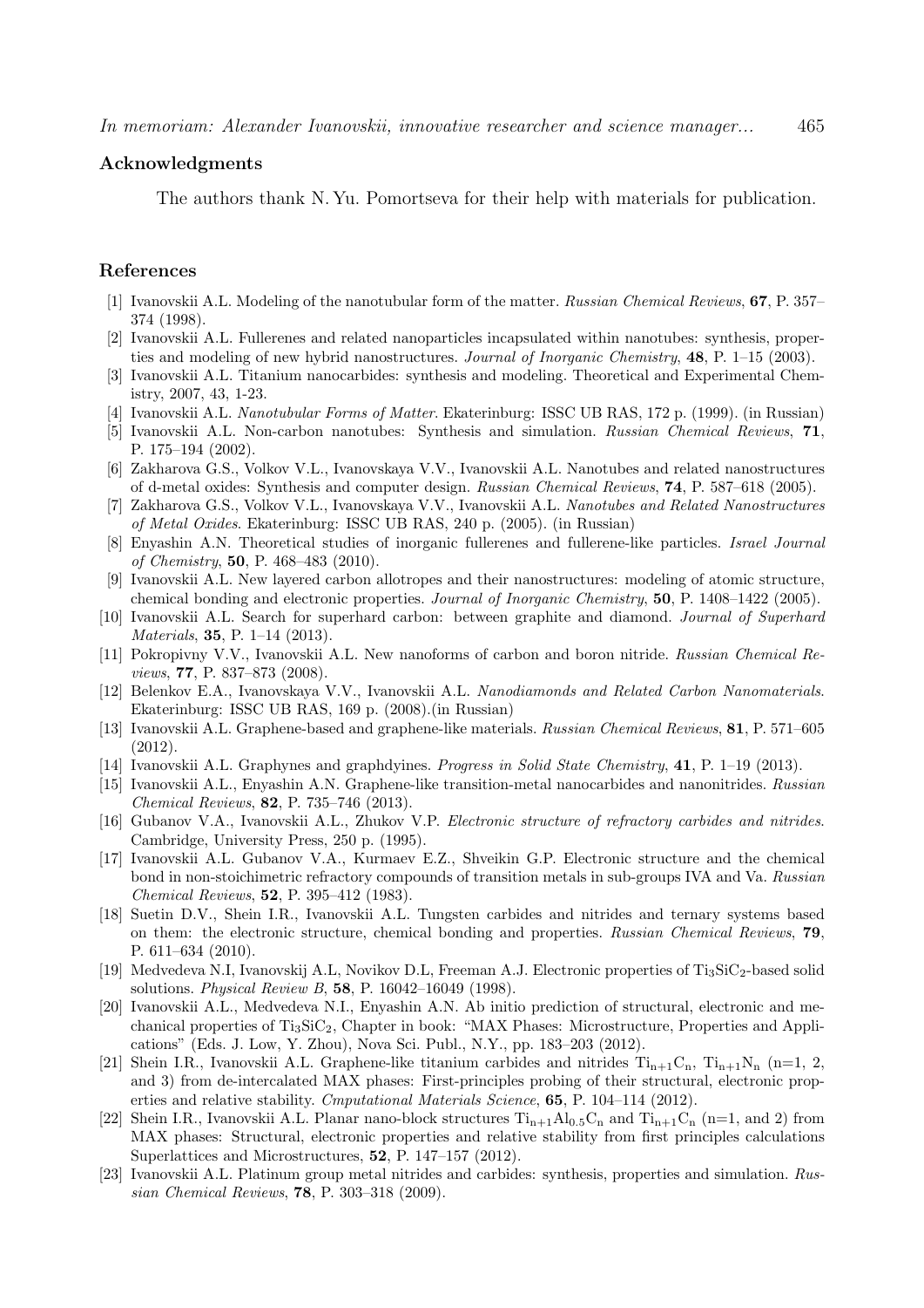## Acknowledgments

The authors thank N. Yu. Pomortseva for their help with materials for publication.

## References

[1] Ivanovskii A.L. Modeling of the nanotubular form of the matter. *Russian Chemical Reviews*, **67**, P. 357–374 (1998).

[2] Ivanovskii A.L. Fullerenes and related nanoparticles incapsulated within nanotubes: synthesis, properties and modeling of new hybrid nanostructures. *Journal of Inorganic Chemistry*, **48**, P. 1–15 (2003).

[3] Ivanovskii A.L. Titanium nanocarbides: synthesis and modeling. Theoretical and Experimental Chemistry, 2007, 43, 1-23.

[4] Ivanovskii A.L. *Nanotubular Forms of Matter*. Ekaterinburg: ISSC UB RAS, 172 p. (1999). (in Russian)

[5] Ivanovskii A.L. Non-carbon nanotubes: Synthesis and simulation. *Russian Chemical Reviews*, **71**, P. 175–194 (2002).

[6] Zakharova G.S., Volkov V.L., Ivanovskaya V.V., Ivanovskii A.L. Nanotubes and related nanostructures of d-metal oxides: Synthesis and computer design. *Russian Chemical Reviews*, **74**, P. 587–618 (2005).

[7] Zakharova G.S., Volkov V.L., Ivanovskaya V.V., Ivanovskii A.L. *Nanotubes and Related Nanostructures of Metal Oxides*. Ekaterinburg: ISSC UB RAS, 240 p. (2005). (in Russian)

[8] Enyashin A.N. Theoretical studies of inorganic fullerenes and fullerene-like particles. *Israel Journal of Chemistry*, **50**, P. 468–483 (2010).

[9] Ivanovskii A.L. New layered carbon allotropes and their nanostructures: modeling of atomic structure, chemical bonding and electronic properties. *Journal of Inorganic Chemistry*, **50**, P. 1408–1422 (2005).

[10] Ivanovskii A.L. Search for superhard carbon: between graphite and diamond. *Journal of Superhard Materials*, **35**, P. 1–14 (2013).

[11] Pokropivny V.V., Ivanovskii A.L. New nanoforms of carbon and boron nitride. *Russian Chemical Reviews*, **77**, P. 837–873 (2008).

[12] Belenkov E.A., Ivanovskaya V.V., Ivanovskii A.L. *Nanodiamonds and Related Carbon Nanomaterials*. Ekaterinburg: ISSC UB RAS, 169 p. (2008).(in Russian)

[13] Ivanovskii A.L. Graphene-based and graphene-like materials. *Russian Chemical Reviews*, **81**, P. 571–605 (2012).

[14] Ivanovskii A.L. Graphynes and graphdyines. *Progress in Solid State Chemistry*, **41**, P. 1–19 (2013).

[15] Ivanovskii A.L., Enyashin A.N. Graphene-like transition-metal nanocarbides and nanonitrides. *Russian Chemical Reviews*, **82**, P. 735–746 (2013).

[16] Gubanov V.A., Ivanovskii A.L., Zhukov V.P. *Electronic structure of refractory carbides and nitrides*. Cambridge, University Press, 250 p. (1995).

[17] Ivanovskii A.L. Gubanov V.A., Kurmaev E.Z., Shveikin G.P. Electronic structure and the chemical bond in non-stoichimetric refractory compounds of transition metals in sub-groups IVA and Va. *Russian Chemical Reviews*, **52**, P. 395–412 (1983).

[18] Suetin D.V., Shein I.R., Ivanovskii A.L. Tungsten carbides and nitrides and ternary systems based on them: the electronic structure, chemical bonding and properties. *Russian Chemical Reviews*, **79**, P. 611–634 (2010).

[19] Medvedeva N.I, Ivanovskij A.L, Novikov D.L, Freeman A.J. Electronic properties of $Ti_3SiC_2$-based solid solutions. *Physical Review B*, **58**, P. 16042–16049 (1998).

[20] Ivanovskii A.L., Medvedeva N.I., Enyashin A.N. Ab initio prediction of structural, electronic and mechanical properties of $Ti_3SiC_2$, Chapter in book: "MAX Phases: Microstructure, Properties and Applications" (Eds. J. Low, Y. Zhou), Nova Sci. Publ., N.Y., pp. 183–203 (2012).

[21] Shein I.R., Ivanovskii A.L. Graphene-like titanium carbides and nitrides $Ti_{n+1}C_n$, $Ti_{n+1}N_n$ (n=1, 2, and 3) from de-intercalated MAX phases: First-principles probing of their structural, electronic properties and relative stability. *Cmputational Materials Science*, **65**, P. 104–114 (2012).

[22] Shein I.R., Ivanovskii A.L. Planar nano-block structures $Ti_{n+1}Al_{0.5}C_n$ and $Ti_{n+1}C_n$ (n=1, and 2) from MAX phases: Structural, electronic properties and relative stability from first principles calculations Superlattices and Microstructures, **52**, P. 147–157 (2012).

[23] Ivanovskii A.L. Platinum group metal nitrides and carbides: synthesis, properties and simulation. *Russian Chemical Reviews*, **78**, P. 303–318 (2009).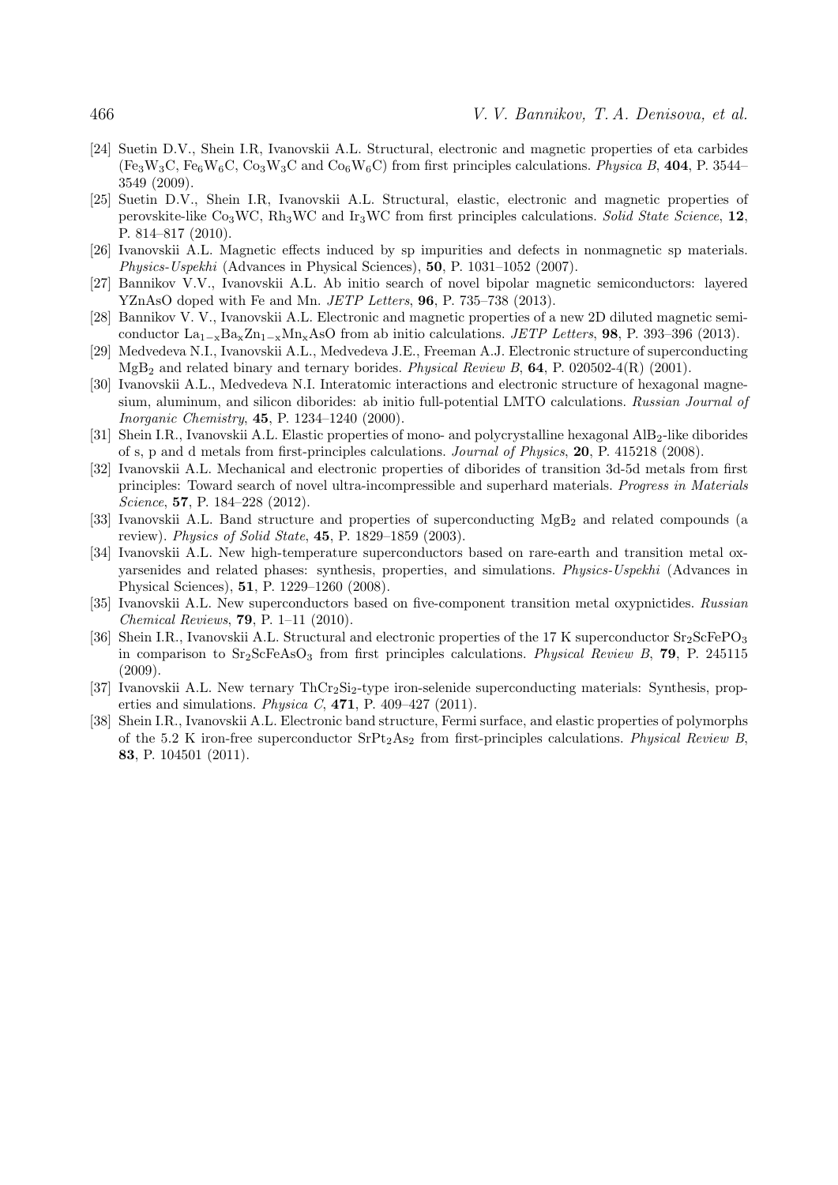[24] Suetin D.V., Shein I.R, Ivanovskii A.L. Structural, electronic and magnetic properties of eta carbides ($Fe_3W_3C$, $Fe_6W_6C$, $Co_3W_3C$ and $Co_6W_6C$) from first principles calculations. *Physica B*, **404**, P. 3544–3549 (2009).

[25] Suetin D.V., Shein I.R, Ivanovskii A.L. Structural, elastic, electronic and magnetic properties of perovskite-like $Co_3WC$, $Rh_3WC$ and $Ir_3WC$ from first principles calculations. *Solid State Science*, **12**, P. 814–817 (2010).

[26] Ivanovskii A.L. Magnetic effects induced by sp impurities and defects in nonmagnetic sp materials. *Physics-Uspekhi* (Advances in Physical Sciences), **50**, P. 1031–1052 (2007).

[27] Bannikov V.V., Ivanovskii A.L. Ab initio search of novel bipolar magnetic semiconductors: layered YZnAsO doped with Fe and Mn. *JETP Letters*, **96**, P. 735–738 (2013).

[28] Bannikov V. V., Ivanovskii A.L. Electronic and magnetic properties of a new 2D diluted magnetic semiconductor $La_{1-x}Ba_xZn_{1-x}Mn_xAsO$ from ab initio calculations. *JETP Letters*, **98**, P. 393–396 (2013).

[29] Medvedeva N.I., Ivanovskii A.L., Medvedeva J.E., Freeman A.J. Electronic structure of superconducting $MgB_2$ and related binary and ternary borides. *Physical Review B*, **64**, P. 020502-4(R) (2001).

[30] Ivanovskii A.L., Medvedeva N.I. Interatomic interactions and electronic structure of hexagonal magnesium, aluminum, and silicon diborides: ab initio full-potential LMTO calculations. *Russian Journal of Inorganic Chemistry*, **45**, P. 1234–1240 (2000).

[31] Shein I.R., Ivanovskii A.L. Elastic properties of mono- and polycrystalline hexagonal $AlB_2$-like diborides of s, p and d metals from first-principles calculations. *Journal of Physics*, **20**, P. 415218 (2008).

[32] Ivanovskii A.L. Mechanical and electronic properties of diborides of transition 3d-5d metals from first principles: Toward search of novel ultra-incompressible and superhard materials. *Progress in Materials Science*, **57**, P. 184–228 (2012).

[33] Ivanovskii A.L. Band structure and properties of superconducting $MgB_2$ and related compounds (a review). *Physics of Solid State*, **45**, P. 1829–1859 (2003).

[34] Ivanovskii A.L. New high-temperature superconductors based on rare-earth and transition metal oxyarsenides and related phases: synthesis, properties, and simulations. *Physics-Uspekhi* (Advances in Physical Sciences), **51**, P. 1229–1260 (2008).

[35] Ivanovskii A.L. New superconductors based on five-component transition metal oxypnictides. *Russian Chemical Reviews*, **79**, P. 1–11 (2010).

[36] Shein I.R., Ivanovskii A.L. Structural and electronic properties of the 17 K superconductor $Sr_2ScFePO_3$ in comparison to $Sr_2ScFeAsO_3$ from first principles calculations. *Physical Review B*, **79**, P. 245115 (2009).

[37] Ivanovskii A.L. New ternary $ThCr_2Si_2$-type iron-selenide superconducting materials: Synthesis, properties and simulations. *Physica C*, **471**, P. 409–427 (2011).

[38] Shein I.R., Ivanovskii A.L. Electronic band structure, Fermi surface, and elastic properties of polymorphs of the 5.2 K iron-free superconductor $SrPt_2As_2$ from first-principles calculations. *Physical Review B*, **83**, P. 104501 (2011).